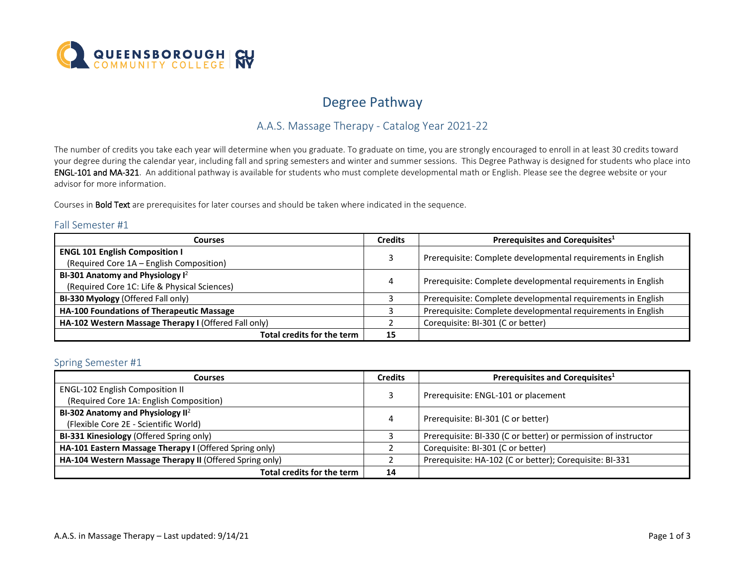# Degree Pathway

## A.A.S. Massage Therapy - Catalog Year 2021-22

The number of credits you take each year will determine when you graduate. To graduate on time, you are strongly encouraged to enroll in at least 30 credits toward your degree during the calendar year, including fall and spring semesters and winter and summer sessions. This Degree Pathway is designed for students who place into ENGL-101 and MA-321. An additional pathway is available for students who must complete developmental math or English. Please see the degree website or your advisor for more information.

Courses in **Bold Text** are prerequisites for later courses and should be taken where indicated in the sequence.

### Fall Semester #1

| Courses | Credits | Prerequisites and Corequisites[1] |
|---|---|---|
| **ENGL 101 English Composition I** (Required Core 1A – English Composition) | 3 | Prerequisite: Complete developmental requirements in English |
| **BI-301 Anatomy and Physiology I**[2] (Required Core 1C: Life & Physical Sciences) | 4 | Prerequisite: Complete developmental requirements in English |
| **BI-330 Myology** (Offered Fall only) | 3 | Prerequisite: Complete developmental requirements in English |
| **HA-100 Foundations of Therapeutic Massage** | 3 | Prerequisite: Complete developmental requirements in English |
| **HA-102 Western Massage Therapy I** (Offered Fall only) | 2 | Corequisite: BI-301 (C or better) |
| **Total credits for the term** | **15** | |

### Spring Semester #1

| Courses | Credits | Prerequisites and Corequisites[1] |
|---|---|---|
| ENGL-102 English Composition II (Required Core 1A: English Composition) | 3 | Prerequisite: ENGL-101 or placement |
| **BI-302 Anatomy and Physiology II**[2] (Flexible Core 2E - Scientific World) | 4 | Prerequisite: BI-301 (C or better) |
| **BI-331 Kinesiology** (Offered Spring only) | 3 | Prerequisite: BI-330 (C or better) or permission of instructor |
| **HA-101 Eastern Massage Therapy I** (Offered Spring only) | 2 | Corequisite: BI-301 (C or better) |
| **HA-104 Western Massage Therapy II** (Offered Spring only) | 2 | Prerequisite: HA-102 (C or better); Corequisite: BI-331 |
| **Total credits for the term** | **14** | |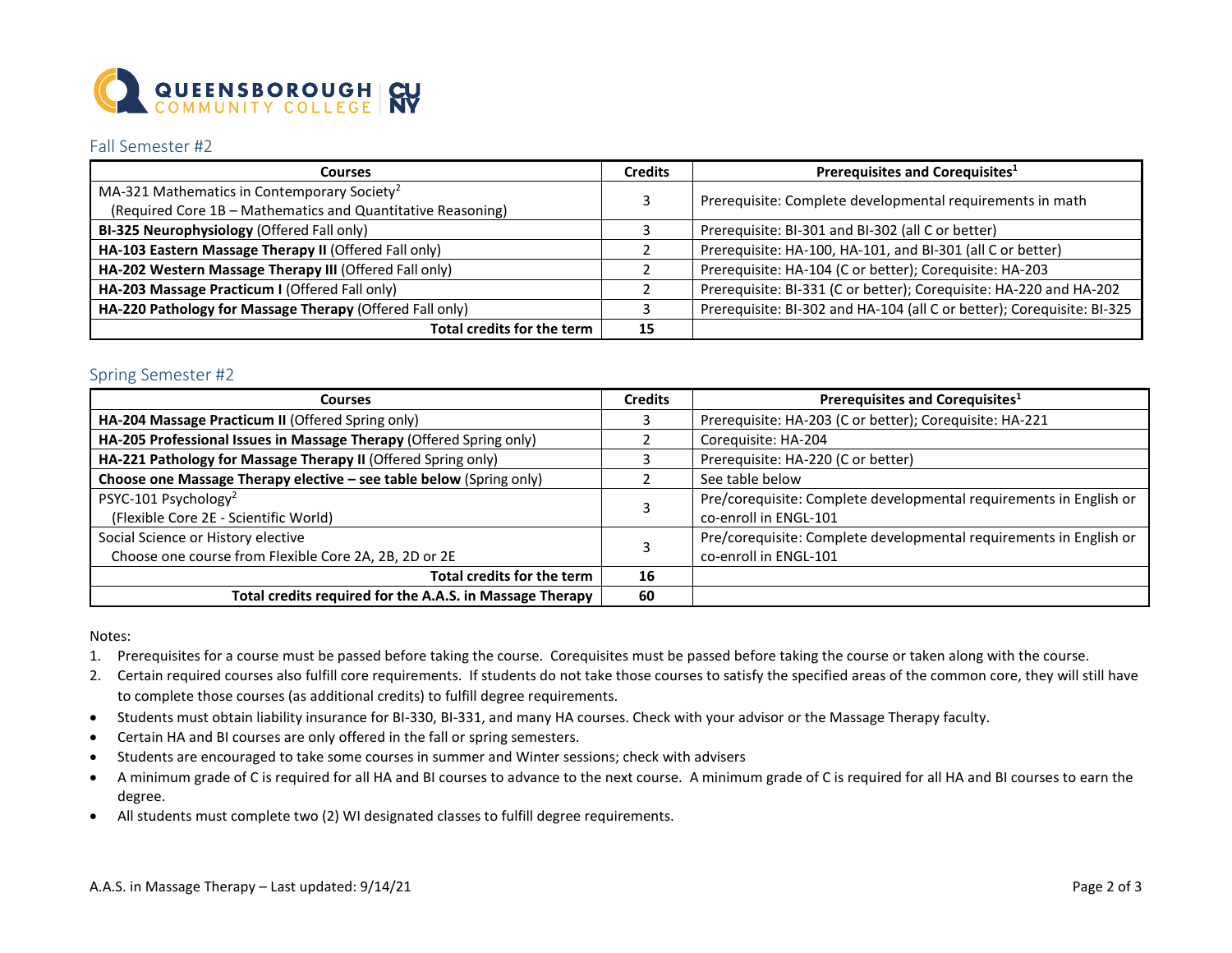## Fall Semester #2

| Courses | Credits | Prerequisites and Corequisites[1] |
|---|---|---|
| MA-321 Mathematics in Contemporary Society[2] (Required Core 1B – Mathematics and Quantitative Reasoning) | 3 | Prerequisite: Complete developmental requirements in math |
| **BI-325 Neurophysiology** (Offered Fall only) | 3 | Prerequisite: BI-301 and BI-302 (all C or better) |
| **HA-103 Eastern Massage Therapy II** (Offered Fall only) | 2 | Prerequisite: HA-100, HA-101, and BI-301 (all C or better) |
| **HA-202 Western Massage Therapy III** (Offered Fall only) | 2 | Prerequisite: HA-104 (C or better); Corequisite: HA-203 |
| **HA-203 Massage Practicum I** (Offered Fall only) | 2 | Prerequisite: BI-331 (C or better); Corequisite: HA-220 and HA-202 |
| **HA-220 Pathology for Massage Therapy** (Offered Fall only) | 3 | Prerequisite: BI-302 and HA-104 (all C or better); Corequisite: BI-325 |
| **Total credits for the term** | **15** | |

## Spring Semester #2

| Courses | Credits | Prerequisites and Corequisites[1] |
|---|---|---|
| **HA-204 Massage Practicum II** (Offered Spring only) | 3 | Prerequisite: HA-203 (C or better); Corequisite: HA-221 |
| **HA-205 Professional Issues in Massage Therapy** (Offered Spring only) | 2 | Corequisite: HA-204 |
| **HA-221 Pathology for Massage Therapy II** (Offered Spring only) | 3 | Prerequisite: HA-220 (C or better) |
| **Choose one Massage Therapy elective – see table below** (Spring only) | 2 | See table below |
| PSYC-101 Psychology[2] (Flexible Core 2E - Scientific World) | 3 | Pre/corequisite: Complete developmental requirements in English or co-enroll in ENGL-101 |
| Social Science or History elective Choose one course from Flexible Core 2A, 2B, 2D or 2E | 3 | Pre/corequisite: Complete developmental requirements in English or co-enroll in ENGL-101 |
| **Total credits for the term** | **16** | |
| **Total credits required for the A.A.S. in Massage Therapy** | **60** | |

Notes:

1. Prerequisites for a course must be passed before taking the course. Corequisites must be passed before taking the course or taken along with the course.
2. Certain required courses also fulfill core requirements. If students do not take those courses to satisfy the specified areas of the common core, they will still have to complete those courses (as additional credits) to fulfill degree requirements.

- Students must obtain liability insurance for BI-330, BI-331, and many HA courses. Check with your advisor or the Massage Therapy faculty.
- Certain HA and BI courses are only offered in the fall or spring semesters.
- Students are encouraged to take some courses in summer and Winter sessions; check with advisers
- A minimum grade of C is required for all HA and BI courses to advance to the next course. A minimum grade of C is required for all HA and BI courses to earn the degree.
- All students must complete two (2) WI designated classes to fulfill degree requirements.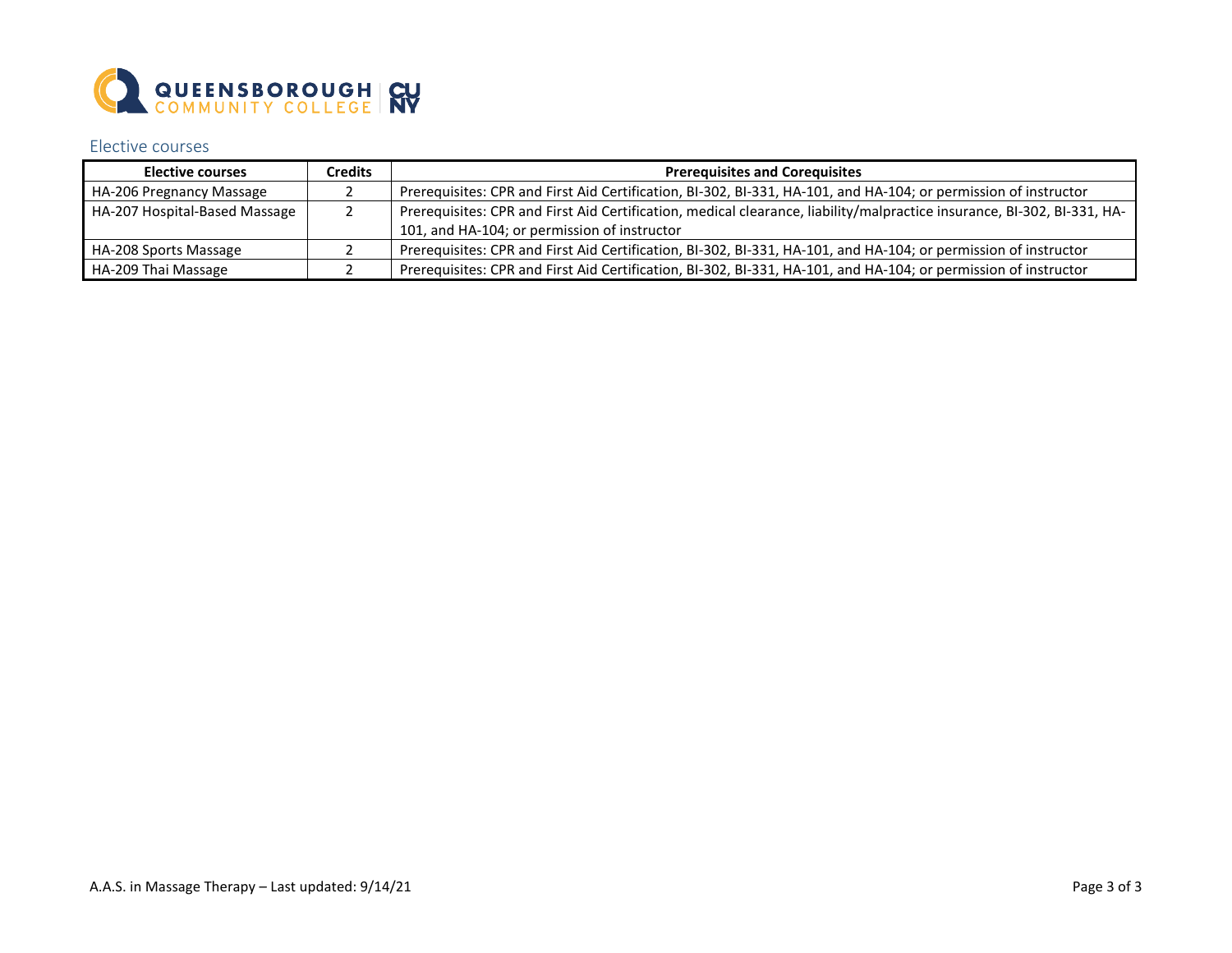## Elective courses

| Elective courses | Credits | Prerequisites and Corequisites |
| --- | --- | --- |
| HA-206 Pregnancy Massage | 2 | Prerequisites: CPR and First Aid Certification, BI-302, BI-331, HA-101, and HA-104; or permission of instructor |
| HA-207 Hospital-Based Massage | 2 | Prerequisites: CPR and First Aid Certification, medical clearance, liability/malpractice insurance, BI-302, BI-331, HA-101, and HA-104; or permission of instructor |
| HA-208 Sports Massage | 2 | Prerequisites: CPR and First Aid Certification, BI-302, BI-331, HA-101, and HA-104; or permission of instructor |
| HA-209 Thai Massage | 2 | Prerequisites: CPR and First Aid Certification, BI-302, BI-331, HA-101, and HA-104; or permission of instructor |

A.A.S. in Massage Therapy – Last updated: 9/14/21